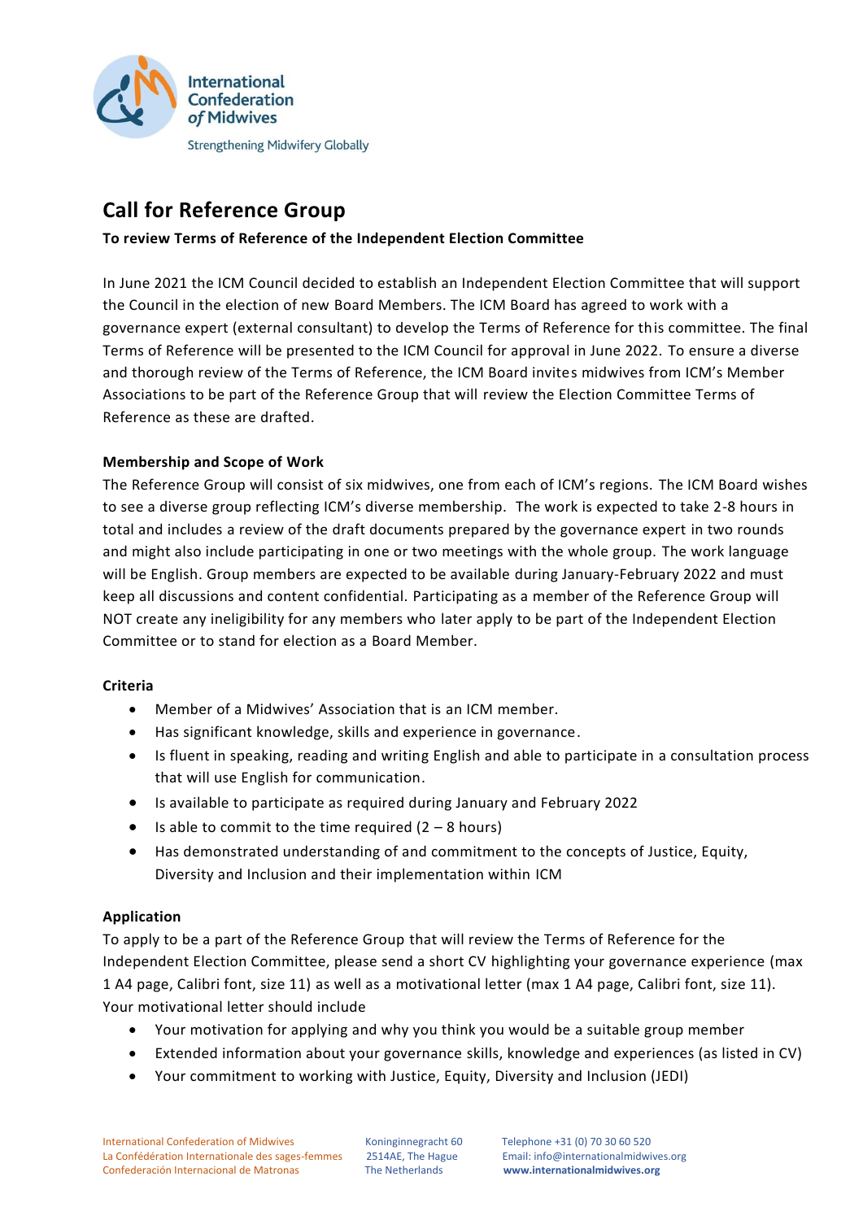# Call for Reference Group

**To review Terms of Reference of the Independent Election Committee**

In June 2021 the ICM Council decided to establish an Independent Election Committee that will support the Council in the election of new Board Members. The ICM Board has agreed to work with a governance expert (external consultant) to develop the Terms of Reference for this committee. The final Terms of Reference will be presented to the ICM Council for approval in June 2022. To ensure a diverse and thorough review of the Terms of Reference, the ICM Board invites midwives from ICM's Member Associations to be part of the Reference Group that will review the Election Committee Terms of Reference as these are drafted.

## Membership and Scope of Work

The Reference Group will consist of six midwives, one from each of ICM's regions. The ICM Board wishes to see a diverse group reflecting ICM's diverse membership. The work is expected to take 2-8 hours in total and includes a review of the draft documents prepared by the governance expert in two rounds and might also include participating in one or two meetings with the whole group. The work language will be English. Group members are expected to be available during January-February 2022 and must keep all discussions and content confidential. Participating as a member of the Reference Group will NOT create any ineligibility for any members who later apply to be part of the Independent Election Committee or to stand for election as a Board Member.

## Criteria

- Member of a Midwives' Association that is an ICM member.
- Has significant knowledge, skills and experience in governance.
- Is fluent in speaking, reading and writing English and able to participate in a consultation process that will use English for communication.
- Is available to participate as required during January and February 2022
- Is able to commit to the time required (2 – 8 hours)
- Has demonstrated understanding of and commitment to the concepts of Justice, Equity, Diversity and Inclusion and their implementation within ICM

## Application

To apply to be a part of the Reference Group that will review the Terms of Reference for the Independent Election Committee, please send a short CV highlighting your governance experience (max 1 A4 page, Calibri font, size 11) as well as a motivational letter (max 1 A4 page, Calibri font, size 11). Your motivational letter should include

- Your motivation for applying and why you think you would be a suitable group member
- Extended information about your governance skills, knowledge and experiences (as listed in CV)
- Your commitment to working with Justice, Equity, Diversity and Inclusion (JEDI)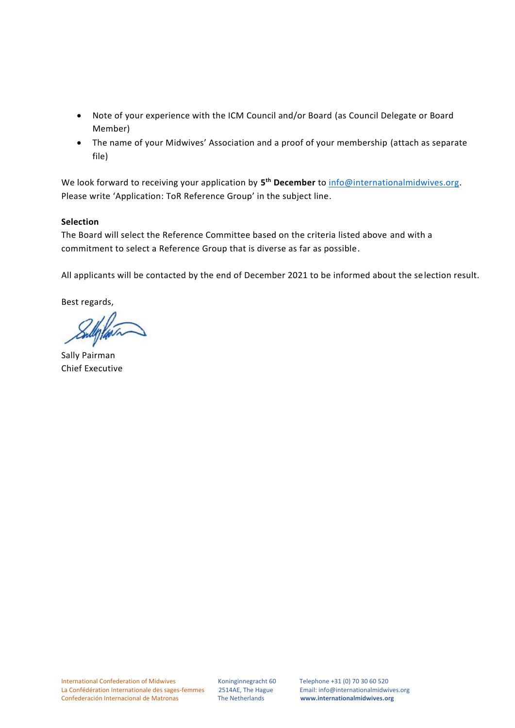- Note of your experience with the ICM Council and/or Board (as Council Delegate or Board Member)
- The name of your Midwives' Association and a proof of your membership (attach as separate file)

We look forward to receiving your application by **5th December** to info@internationalmidwives.org. Please write 'Application: ToR Reference Group' in the subject line.

**Selection**

The Board will select the Reference Committee based on the criteria listed above and with a commitment to select a Reference Group that is diverse as far as possible.

All applicants will be contacted by the end of December 2021 to be informed about the selection result.

Best regards,

Sally Pairman
Chief Executive

International Confederation of Midwives
La Confédération Internationale des sages-femmes
Confederación Internacional de Matronas

Koninginnegracht 60
2514AE, The Hague
The Netherlands

Telephone +31 (0) 70 30 60 520
Email: info@internationalmidwives.org
**www.internationalmidwives.org**